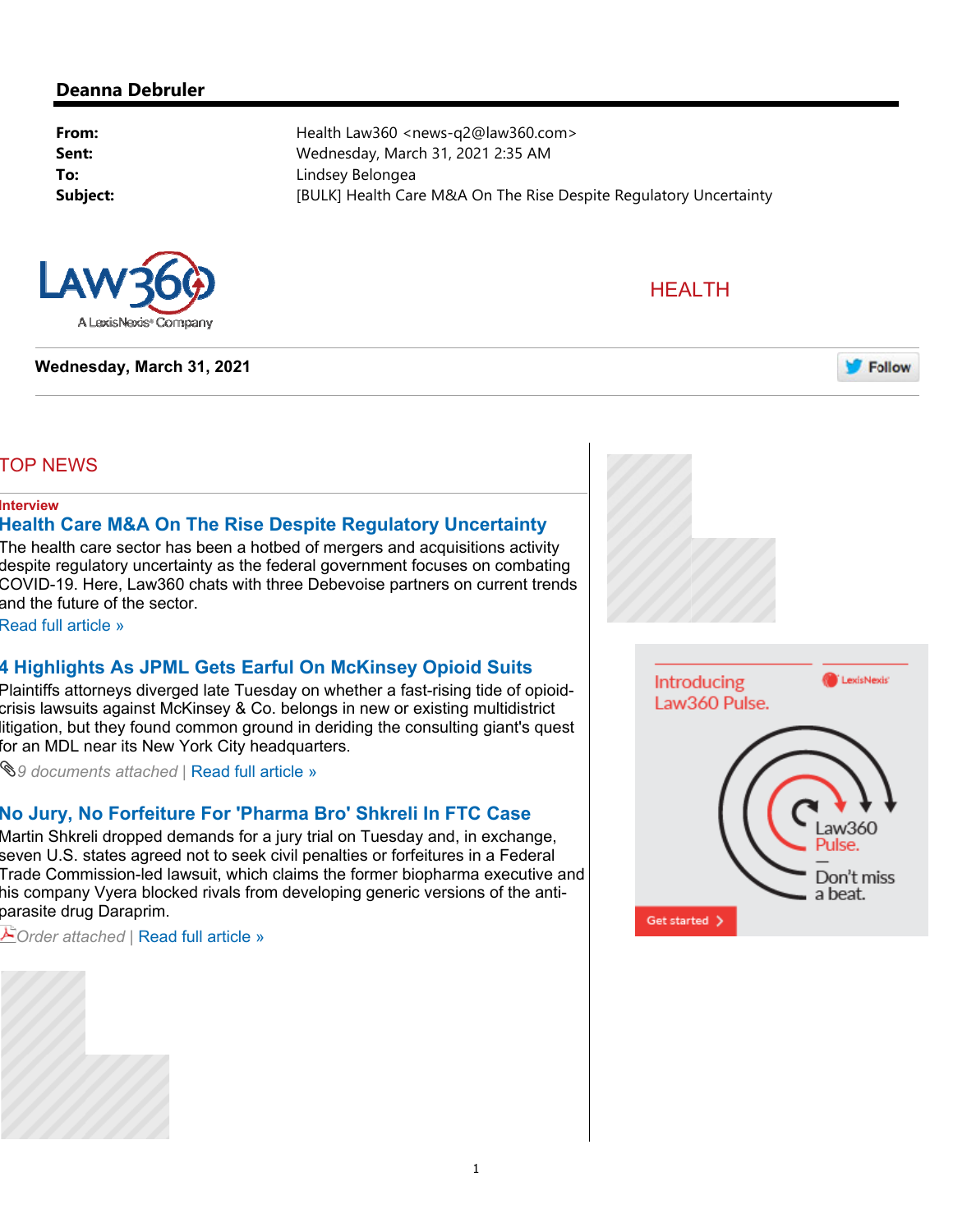**Deanna Debruler**

| | |
|---|---|
| **From:** | Health Law360 <news-q2@law360.com> |
| **Sent:** | Wednesday, March 31, 2021 2:35 AM |
| **To:** | Lindsey Belongea |
| **Subject:** | [BULK] Health Care M&A On The Rise Despite Regulatory Uncertainty |

LAW360 A LexisNexis® Company

HEALTH

**Wednesday, March 31, 2021**

Follow

## TOP NEWS

**Interview**

### Health Care M&A On The Rise Despite Regulatory Uncertainty

The health care sector has been a hotbed of mergers and acquisitions activity despite regulatory uncertainty as the federal government focuses on combating COVID-19. Here, Law360 chats with three Debevoise partners on current trends and the future of the sector.

Read full article »

### 4 Highlights As JPML Gets Earful On McKinsey Opioid Suits

Plaintiffs attorneys diverged late Tuesday on whether a fast-rising tide of opioid-crisis lawsuits against McKinsey & Co. belongs in new or existing multidistrict litigation, but they found common ground in deriding the consulting giant's quest for an MDL near its New York City headquarters.

*9 documents attached* | Read full article »

### No Jury, No Forfeiture For 'Pharma Bro' Shkreli In FTC Case

Martin Shkreli dropped demands for a jury trial on Tuesday and, in exchange, seven U.S. states agreed not to seek civil penalties or forfeitures in a Federal Trade Commission-led lawsuit, which claims the former biopharma executive and his company Vyera blocked rivals from developing generic versions of the anti-parasite drug Daraprim.

*Order attached* | Read full article »

Introducing Law360 Pulse. LexisNexis

Law360 Pulse. — Don't miss a beat.

Get started >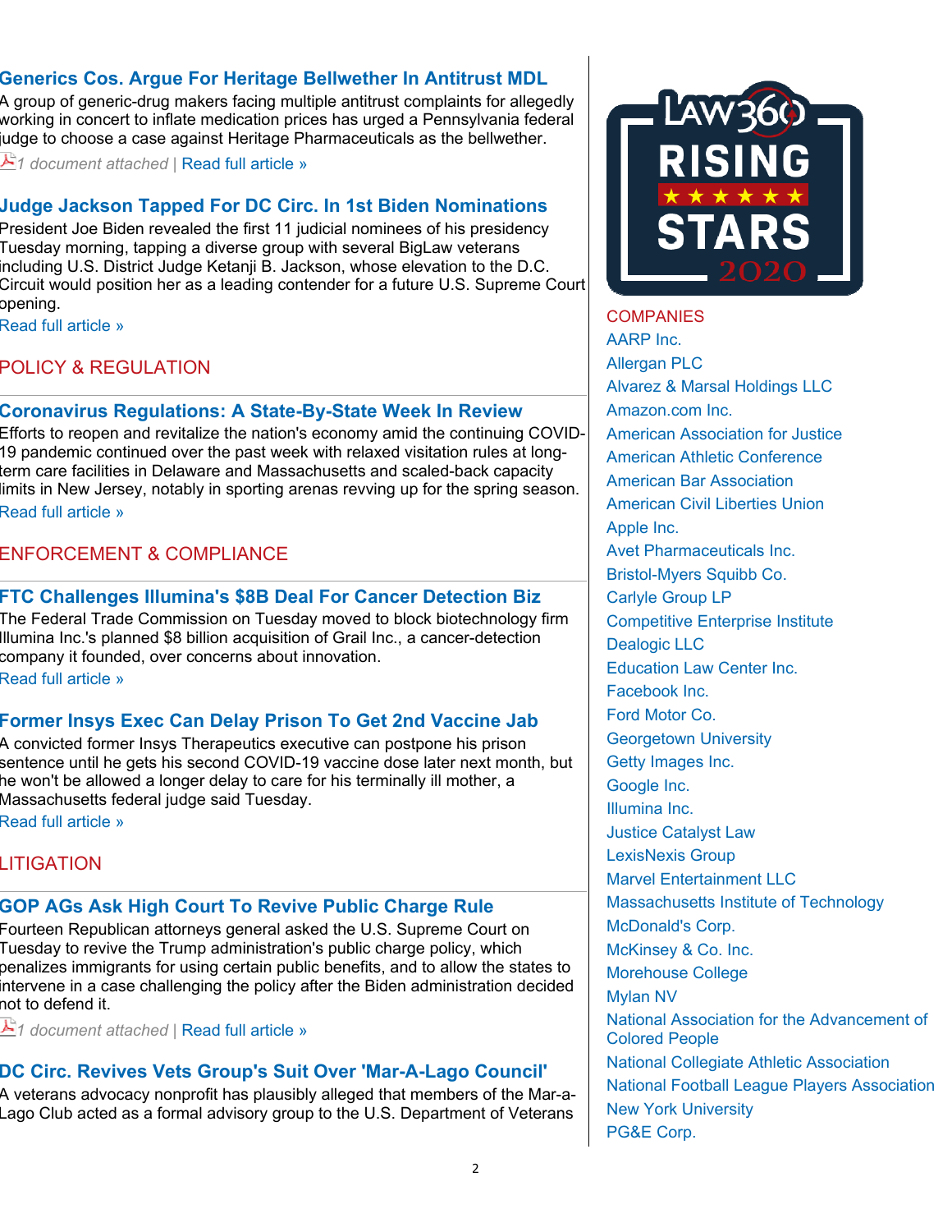### Generics Cos. Argue For Heritage Bellwether In Antitrust MDL

A group of generic-drug makers facing multiple antitrust complaints for allegedly working in concert to inflate medication prices has urged a Pennsylvania federal judge to choose a case against Heritage Pharmaceuticals as the bellwether.

*1 document attached* | Read full article »

### Judge Jackson Tapped For DC Circ. In 1st Biden Nominations

President Joe Biden revealed the first 11 judicial nominees of his presidency Tuesday morning, tapping a diverse group with several BigLaw veterans including U.S. District Judge Ketanji B. Jackson, whose elevation to the D.C. Circuit would position her as a leading contender for a future U.S. Supreme Court opening.

Read full article »

## POLICY & REGULATION

### Coronavirus Regulations: A State-By-State Week In Review

Efforts to reopen and revitalize the nation's economy amid the continuing COVID-19 pandemic continued over the past week with relaxed visitation rules at long-term care facilities in Delaware and Massachusetts and scaled-back capacity limits in New Jersey, notably in sporting arenas revving up for the spring season.

Read full article »

## ENFORCEMENT & COMPLIANCE

### FTC Challenges Illumina's $8B Deal For Cancer Detection Biz

The Federal Trade Commission on Tuesday moved to block biotechnology firm Illumina Inc.'s planned $8 billion acquisition of Grail Inc., a cancer-detection company it founded, over concerns about innovation.

Read full article »

### Former Insys Exec Can Delay Prison To Get 2nd Vaccine Jab

A convicted former Insys Therapeutics executive can postpone his prison sentence until he gets his second COVID-19 vaccine dose later next month, but he won't be allowed a longer delay to care for his terminally ill mother, a Massachusetts federal judge said Tuesday.

Read full article »

## LITIGATION

### GOP AGs Ask High Court To Revive Public Charge Rule

Fourteen Republican attorneys general asked the U.S. Supreme Court on Tuesday to revive the Trump administration's public charge policy, which penalizes immigrants for using certain public benefits, and to allow the states to intervene in a case challenging the policy after the Biden administration decided not to defend it.

*1 document attached* | Read full article »

### DC Circ. Revives Vets Group's Suit Over 'Mar-A-Lago Council'

A veterans advocacy nonprofit has plausibly alleged that members of the Mar-a-Lago Club acted as a formal advisory group to the U.S. Department of Veterans

LAW360 RISING STARS 2020

## COMPANIES

- AARP Inc.
- Allergan PLC
- Alvarez & Marsal Holdings LLC
- Amazon.com Inc.
- American Association for Justice
- American Athletic Conference
- American Bar Association
- American Civil Liberties Union
- Apple Inc.
- Avet Pharmaceuticals Inc.
- Bristol-Myers Squibb Co.
- Carlyle Group LP
- Competitive Enterprise Institute
- Dealogic LLC
- Education Law Center Inc.
- Facebook Inc.
- Ford Motor Co.
- Georgetown University
- Getty Images Inc.
- Google Inc.
- Illumina Inc.
- Justice Catalyst Law
- LexisNexis Group
- Marvel Entertainment LLC
- Massachusetts Institute of Technology
- McDonald's Corp.
- McKinsey & Co. Inc.
- Morehouse College
- Mylan NV
- National Association for the Advancement of Colored People
- National Collegiate Athletic Association
- National Football League Players Association
- New York University
- PG&E Corp.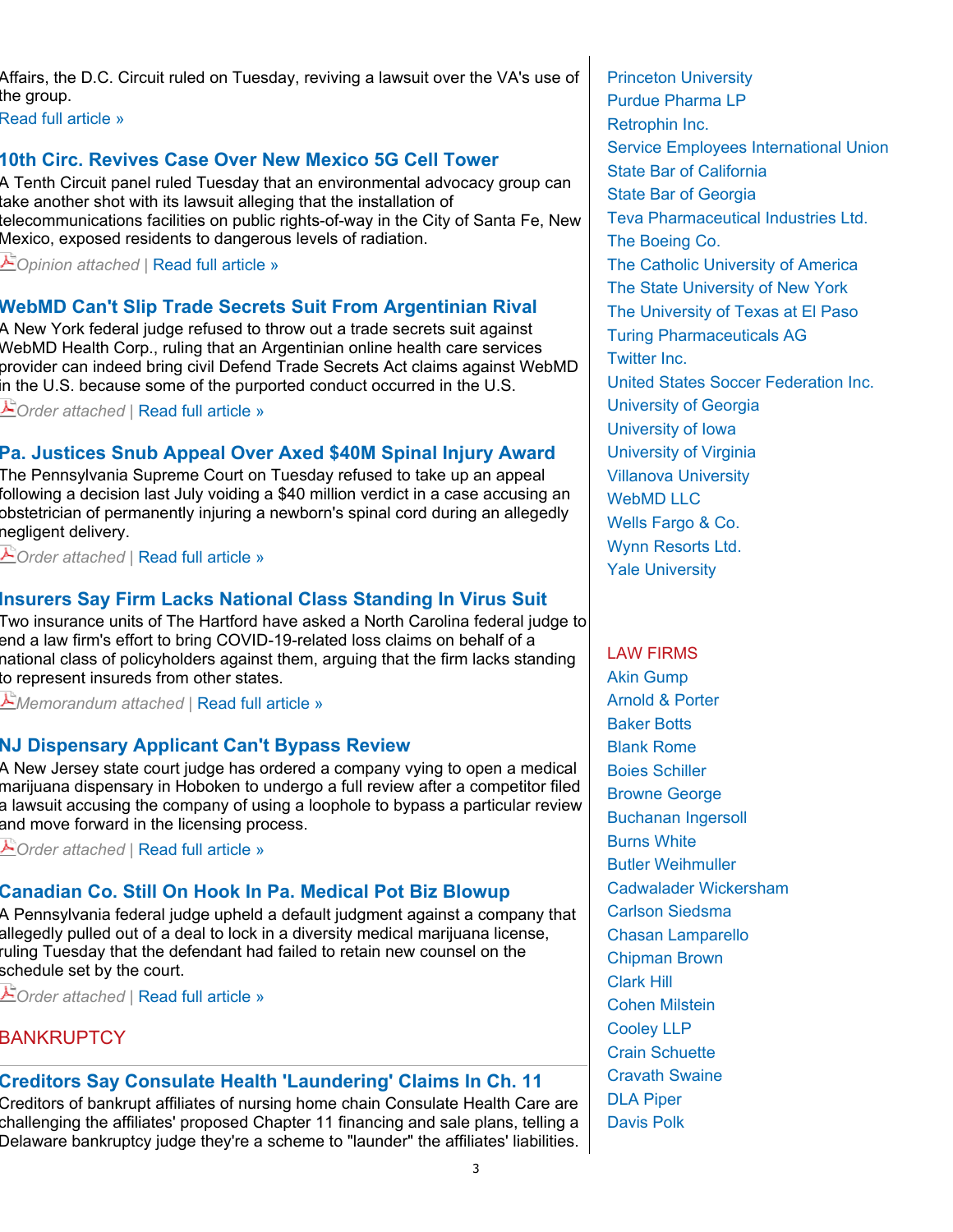Affairs, the D.C. Circuit ruled on Tuesday, reviving a lawsuit over the VA's use of the group.
Read full article »

### 10th Circ. Revives Case Over New Mexico 5G Cell Tower

A Tenth Circuit panel ruled Tuesday that an environmental advocacy group can take another shot with its lawsuit alleging that the installation of telecommunications facilities on public rights-of-way in the City of Santa Fe, New Mexico, exposed residents to dangerous levels of radiation.

*Opinion attached* | Read full article »

### WebMD Can't Slip Trade Secrets Suit From Argentinian Rival

A New York federal judge refused to throw out a trade secrets suit against WebMD Health Corp., ruling that an Argentinian online health care services provider can indeed bring civil Defend Trade Secrets Act claims against WebMD in the U.S. because some of the purported conduct occurred in the U.S.

*Order attached* | Read full article »

### Pa. Justices Snub Appeal Over Axed $40M Spinal Injury Award

The Pennsylvania Supreme Court on Tuesday refused to take up an appeal following a decision last July voiding a $40 million verdict in a case accusing an obstetrician of permanently injuring a newborn's spinal cord during an allegedly negligent delivery.

*Order attached* | Read full article »

### Insurers Say Firm Lacks National Class Standing In Virus Suit

Two insurance units of The Hartford have asked a North Carolina federal judge to end a law firm's effort to bring COVID-19-related loss claims on behalf of a national class of policyholders against them, arguing that the firm lacks standing to represent insureds from other states.

*Memorandum attached* | Read full article »

### NJ Dispensary Applicant Can't Bypass Review

A New Jersey state court judge has ordered a company vying to open a medical marijuana dispensary in Hoboken to undergo a full review after a competitor filed a lawsuit accusing the company of using a loophole to bypass a particular review and move forward in the licensing process.

*Order attached* | Read full article »

### Canadian Co. Still On Hook In Pa. Medical Pot Biz Blowup

A Pennsylvania federal judge upheld a default judgment against a company that allegedly pulled out of a deal to lock in a diversity medical marijuana license, ruling Tuesday that the defendant had failed to retain new counsel on the schedule set by the court.

*Order attached* | Read full article »

## BANKRUPTCY

### Creditors Say Consulate Health 'Laundering' Claims In Ch. 11

Creditors of bankrupt affiliates of nursing home chain Consulate Health Care are challenging the affiliates' proposed Chapter 11 financing and sale plans, telling a Delaware bankruptcy judge they're a scheme to "launder" the affiliates' liabilities.

---

Princeton University
Purdue Pharma LP
Retrophin Inc.
Service Employees International Union
State Bar of California
State Bar of Georgia
Teva Pharmaceutical Industries Ltd.
The Boeing Co.
The Catholic University of America
The State University of New York
The University of Texas at El Paso
Turing Pharmaceuticals AG
Twitter Inc.
United States Soccer Federation Inc.
University of Georgia
University of Iowa
University of Virginia
Villanova University
WebMD LLC
Wells Fargo & Co.
Wynn Resorts Ltd.
Yale University

LAW FIRMS

Akin Gump
Arnold & Porter
Baker Botts
Blank Rome
Boies Schiller
Browne George
Buchanan Ingersoll
Burns White
Butler Weihmuller
Cadwalader Wickersham
Carlson Siedsma
Chasan Lamparello
Chipman Brown
Clark Hill
Cohen Milstein
Cooley LLP
Crain Schuette
Cravath Swaine
DLA Piper
Davis Polk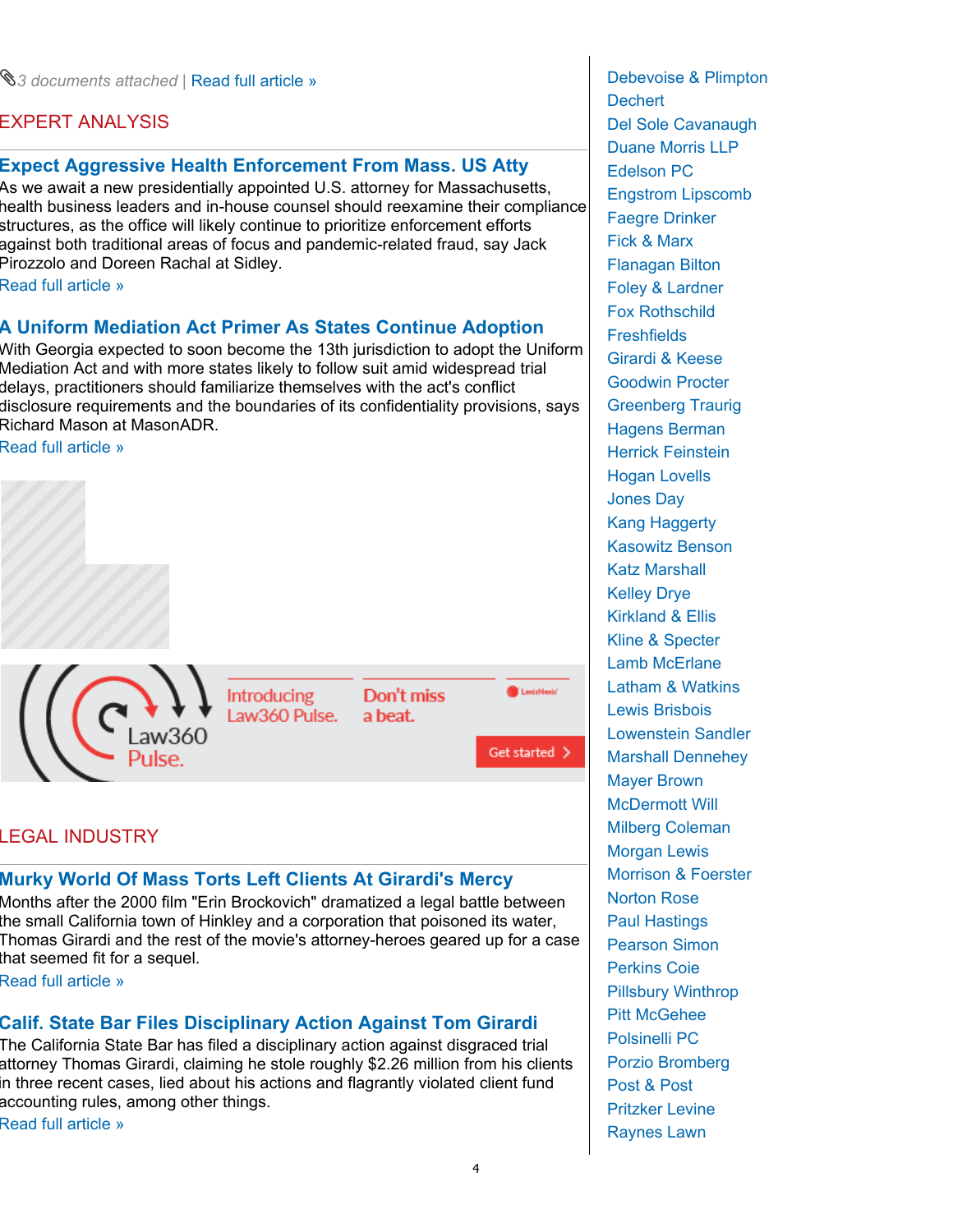📎 *3 documents attached* | Read full article »

## EXPERT ANALYSIS

### Expect Aggressive Health Enforcement From Mass. US Atty

As we await a new presidentially appointed U.S. attorney for Massachusetts, health business leaders and in-house counsel should reexamine their compliance structures, as the office will likely continue to prioritize enforcement efforts against both traditional areas of focus and pandemic-related fraud, say Jack Pirozzolo and Doreen Rachal at Sidley.

Read full article »

### A Uniform Mediation Act Primer As States Continue Adoption

With Georgia expected to soon become the 13th jurisdiction to adopt the Uniform Mediation Act and with more states likely to follow suit amid widespread trial delays, practitioners should familiarize themselves with the act's conflict disclosure requirements and the boundaries of its confidentiality provisions, says Richard Mason at MasonADR.

Read full article »

Law360 Pulse. Introducing Law360 Pulse. Don't miss a beat. LexisNexis Get started ›

## LEGAL INDUSTRY

### Murky World Of Mass Torts Left Clients At Girardi's Mercy

Months after the 2000 film "Erin Brockovich" dramatized a legal battle between the small California town of Hinkley and a corporation that poisoned its water, Thomas Girardi and the rest of the movie's attorney-heroes geared up for a case that seemed fit for a sequel.

Read full article »

### Calif. State Bar Files Disciplinary Action Against Tom Girardi

The California State Bar has filed a disciplinary action against disgraced trial attorney Thomas Girardi, claiming he stole roughly $2.26 million from his clients in three recent cases, lied about his actions and flagrantly violated client fund accounting rules, among other things.

Read full article »

Debevoise & Plimpton
Dechert
Del Sole Cavanaugh
Duane Morris LLP
Edelson PC
Engstrom Lipscomb
Faegre Drinker
Fick & Marx
Flanagan Bilton
Foley & Lardner
Fox Rothschild
Freshfields
Girardi & Keese
Goodwin Procter
Greenberg Traurig
Hagens Berman
Herrick Feinstein
Hogan Lovells
Jones Day
Kang Haggerty
Kasowitz Benson
Katz Marshall
Kelley Drye
Kirkland & Ellis
Kline & Specter
Lamb McErlane
Latham & Watkins
Lewis Brisbois
Lowenstein Sandler
Marshall Dennehey
Mayer Brown
McDermott Will
Milberg Coleman
Morgan Lewis
Morrison & Foerster
Norton Rose
Paul Hastings
Pearson Simon
Perkins Coie
Pillsbury Winthrop
Pitt McGehee
Polsinelli PC
Porzio Bromberg
Post & Post
Pritzker Levine
Raynes Lawn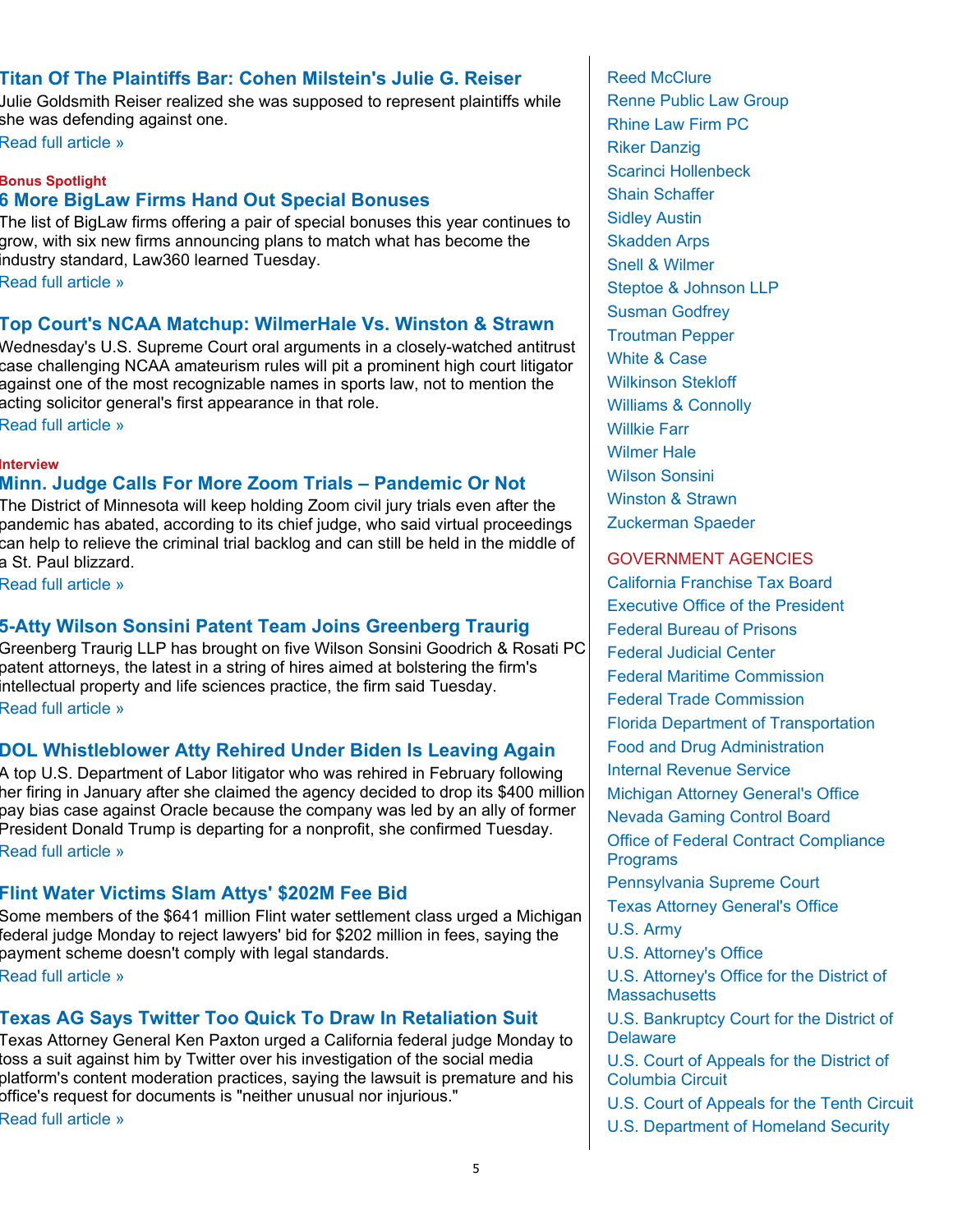### Titan Of The Plaintiffs Bar: Cohen Milstein's Julie G. Reiser

Julie Goldsmith Reiser realized she was supposed to represent plaintiffs while she was defending against one.

Read full article »

**Bonus Spotlight**

### 6 More BigLaw Firms Hand Out Special Bonuses

The list of BigLaw firms offering a pair of special bonuses this year continues to grow, with six new firms announcing plans to match what has become the industry standard, Law360 learned Tuesday.

Read full article »

### Top Court's NCAA Matchup: WilmerHale Vs. Winston & Strawn

Wednesday's U.S. Supreme Court oral arguments in a closely-watched antitrust case challenging NCAA amateurism rules will pit a prominent high court litigator against one of the most recognizable names in sports law, not to mention the acting solicitor general's first appearance in that role.

Read full article »

**Interview**

### Minn. Judge Calls For More Zoom Trials – Pandemic Or Not

The District of Minnesota will keep holding Zoom civil jury trials even after the pandemic has abated, according to its chief judge, who said virtual proceedings can help to relieve the criminal trial backlog and can still be held in the middle of a St. Paul blizzard.

Read full article »

### 5-Atty Wilson Sonsini Patent Team Joins Greenberg Traurig

Greenberg Traurig LLP has brought on five Wilson Sonsini Goodrich & Rosati PC patent attorneys, the latest in a string of hires aimed at bolstering the firm's intellectual property and life sciences practice, the firm said Tuesday.

Read full article »

### DOL Whistleblower Atty Rehired Under Biden Is Leaving Again

A top U.S. Department of Labor litigator who was rehired in February following her firing in January after she claimed the agency decided to drop its $400 million pay bias case against Oracle because the company was led by an ally of former President Donald Trump is departing for a nonprofit, she confirmed Tuesday.

Read full article »

### Flint Water Victims Slam Attys' $202M Fee Bid

Some members of the $641 million Flint water settlement class urged a Michigan federal judge Monday to reject lawyers' bid for $202 million in fees, saying the payment scheme doesn't comply with legal standards.

Read full article »

### Texas AG Says Twitter Too Quick To Draw In Retaliation Suit

Texas Attorney General Ken Paxton urged a California federal judge Monday to toss a suit against him by Twitter over his investigation of the social media platform's content moderation practices, saying the lawsuit is premature and his office's request for documents is "neither unusual nor injurious."

Read full article »

Reed McClure
Renne Public Law Group
Rhine Law Firm PC
Riker Danzig
Scarinci Hollenbeck
Shain Schaffer
Sidley Austin
Skadden Arps
Snell & Wilmer
Steptoe & Johnson LLP
Susman Godfrey
Troutman Pepper
White & Case
Wilkinson Stekloff
Williams & Connolly
Willkie Farr
Wilmer Hale
Wilson Sonsini
Winston & Strawn
Zuckerman Spaeder

GOVERNMENT AGENCIES

California Franchise Tax Board
Executive Office of the President
Federal Bureau of Prisons
Federal Judicial Center
Federal Maritime Commission
Federal Trade Commission
Florida Department of Transportation
Food and Drug Administration
Internal Revenue Service
Michigan Attorney General's Office
Nevada Gaming Control Board
Office of Federal Contract Compliance Programs
Pennsylvania Supreme Court
Texas Attorney General's Office
U.S. Army
U.S. Attorney's Office
U.S. Attorney's Office for the District of Massachusetts
U.S. Bankruptcy Court for the District of Delaware
U.S. Court of Appeals for the District of Columbia Circuit
U.S. Court of Appeals for the Tenth Circuit
U.S. Department of Homeland Security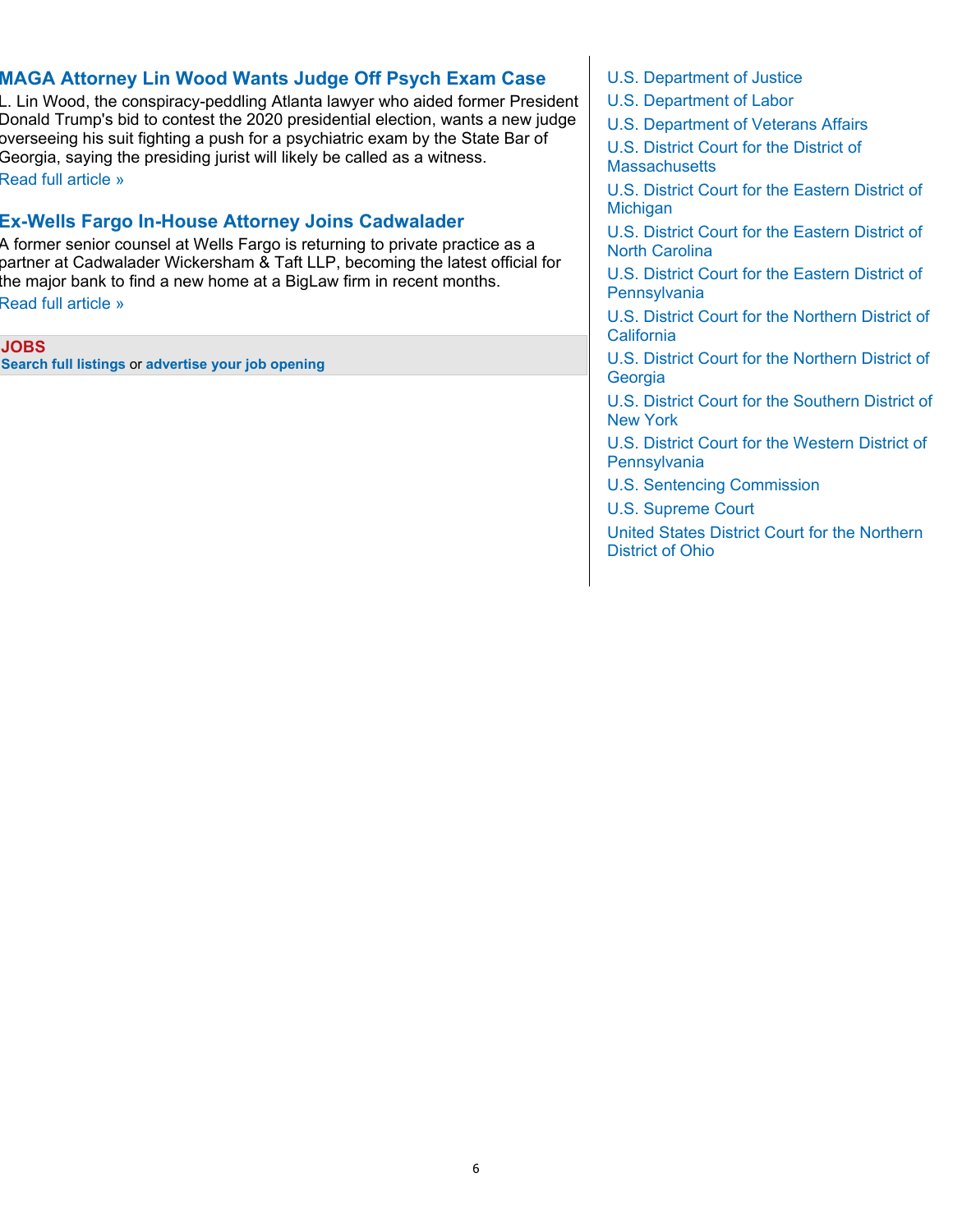## MAGA Attorney Lin Wood Wants Judge Off Psych Exam Case

L. Lin Wood, the conspiracy-peddling Atlanta lawyer who aided former President Donald Trump's bid to contest the 2020 presidential election, wants a new judge overseeing his suit fighting a push for a psychiatric exam by the State Bar of Georgia, saying the presiding jurist will likely be called as a witness.

Read full article »

## Ex-Wells Fargo In-House Attorney Joins Cadwalader

A former senior counsel at Wells Fargo is returning to private practice as a partner at Cadwalader Wickersham & Taft LLP, becoming the latest official for the major bank to find a new home at a BigLaw firm in recent months.

Read full article »

**JOBS**

**Search full listings** or **advertise your job opening**

U.S. Department of Justice
U.S. Department of Labor
U.S. Department of Veterans Affairs
U.S. District Court for the District of Massachusetts
U.S. District Court for the Eastern District of Michigan
U.S. District Court for the Eastern District of North Carolina
U.S. District Court for the Eastern District of Pennsylvania
U.S. District Court for the Northern District of California
U.S. District Court for the Northern District of Georgia
U.S. District Court for the Southern District of New York
U.S. District Court for the Western District of Pennsylvania
U.S. Sentencing Commission
U.S. Supreme Court
United States District Court for the Northern District of Ohio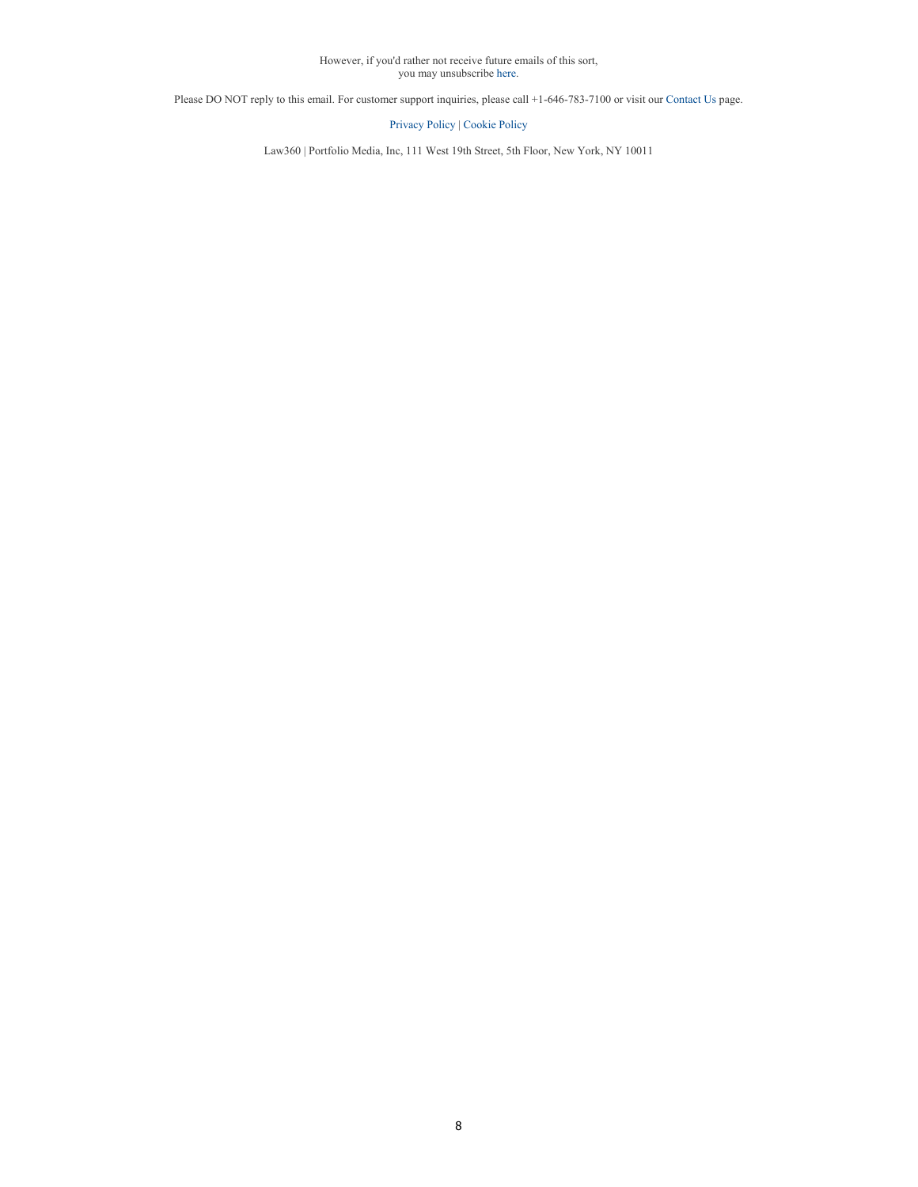However, if you'd rather not receive future emails of this sort,
you may unsubscribe here.

Please DO NOT reply to this email. For customer support inquiries, please call +1-646-783-7100 or visit our Contact Us page.

Privacy Policy | Cookie Policy

Law360 | Portfolio Media, Inc, 111 West 19th Street, 5th Floor, New York, NY 10011